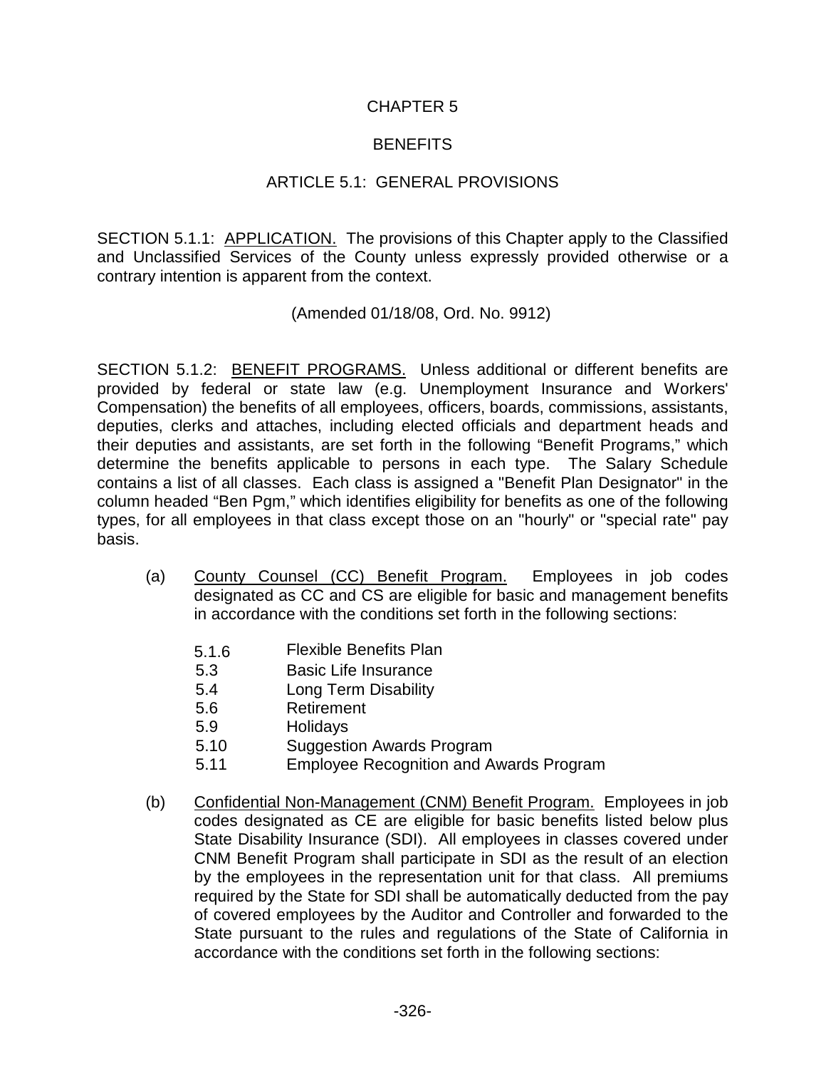# CHAPTER 5

# BENEFITS

## ARTICLE 5.1: GENERAL PROVISIONS

SECTION 5.1.1: <u>APPLICATION.</u> The provisions of this Chapter apply to the Classified and Unclassified Services of the County unless expressly provided otherwise or a contrary intention is apparent from the context.

(Amended 01/18/08, Ord. No. 9912)

SECTION 5.1.2: <u>BENEFIT PROGRAMS.</u> Unless additional or different benefits are provided by federal or state law (e.g. Unemployment Insurance and Workers' Compensation) the benefits of all employees, officers, boards, commissions, assistants, deputies, clerks and attaches, including elected officials and department heads and their deputies and assistants, are set forth in the following "Benefit Programs," which determine the benefits applicable to persons in each type. The Salary Schedule contains a list of all classes. Each class is assigned a "Benefit Plan Designator" in the column headed "Ben Pgm," which identifies eligibility for benefits as one of the following types, for all employees in that class except those on an "hourly" or "special rate" pay basis.

(a) <u>County Counsel (CC) Benefit Program.</u> Employees in job codes designated as CC and CS are eligible for basic and management benefits in accordance with the conditions set forth in the following sections:

| | |
|---|---|
| 5.1.6 | Flexible Benefits Plan |
| 5.3 | Basic Life Insurance |
| 5.4 | Long Term Disability |
| 5.6 | Retirement |
| 5.9 | Holidays |
| 5.10 | Suggestion Awards Program |
| 5.11 | Employee Recognition and Awards Program |

(b) <u>Confidential Non-Management (CNM) Benefit Program.</u> Employees in job codes designated as CE are eligible for basic benefits listed below plus State Disability Insurance (SDI). All employees in classes covered under CNM Benefit Program shall participate in SDI as the result of an election by the employees in the representation unit for that class. All premiums required by the State for SDI shall be automatically deducted from the pay of covered employees by the Auditor and Controller and forwarded to the State pursuant to the rules and regulations of the State of California in accordance with the conditions set forth in the following sections: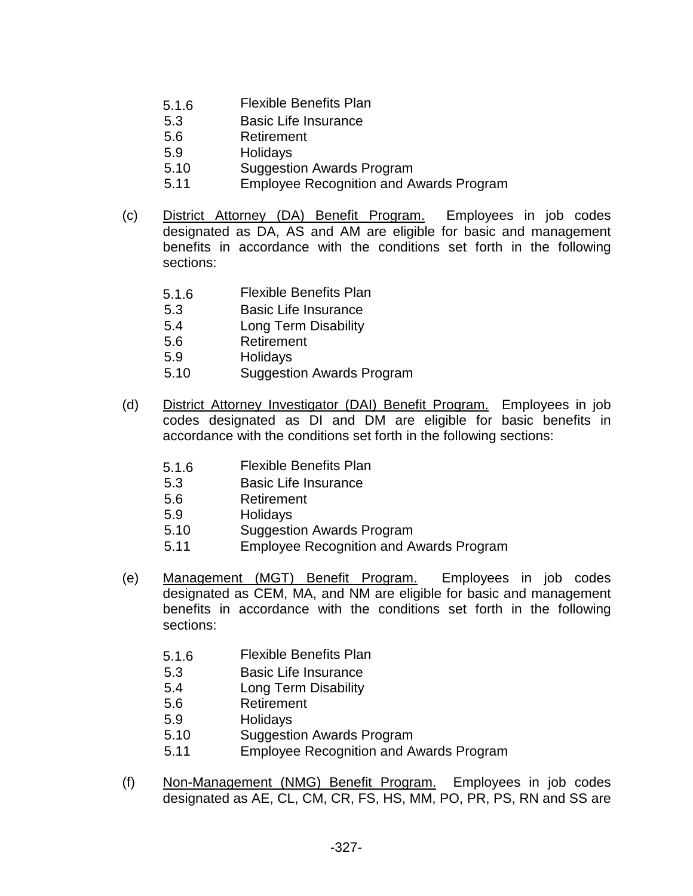5.1.6 Flexible Benefits Plan
5.3 Basic Life Insurance
5.6 Retirement
5.9 Holidays
5.10 Suggestion Awards Program
5.11 Employee Recognition and Awards Program

(c) District Attorney (DA) Benefit Program. Employees in job codes designated as DA, AS and AM are eligible for basic and management benefits in accordance with the conditions set forth in the following sections:

5.1.6 Flexible Benefits Plan
5.3 Basic Life Insurance
5.4 Long Term Disability
5.6 Retirement
5.9 Holidays
5.10 Suggestion Awards Program

(d) District Attorney Investigator (DAI) Benefit Program. Employees in job codes designated as DI and DM are eligible for basic benefits in accordance with the conditions set forth in the following sections:

5.1.6 Flexible Benefits Plan
5.3 Basic Life Insurance
5.6 Retirement
5.9 Holidays
5.10 Suggestion Awards Program
5.11 Employee Recognition and Awards Program

(e) Management (MGT) Benefit Program. Employees in job codes designated as CEM, MA, and NM are eligible for basic and management benefits in accordance with the conditions set forth in the following sections:

5.1.6 Flexible Benefits Plan
5.3 Basic Life Insurance
5.4 Long Term Disability
5.6 Retirement
5.9 Holidays
5.10 Suggestion Awards Program
5.11 Employee Recognition and Awards Program

(f) Non-Management (NMG) Benefit Program. Employees in job codes designated as AE, CL, CM, CR, FS, HS, MM, PO, PR, PS, RN and SS are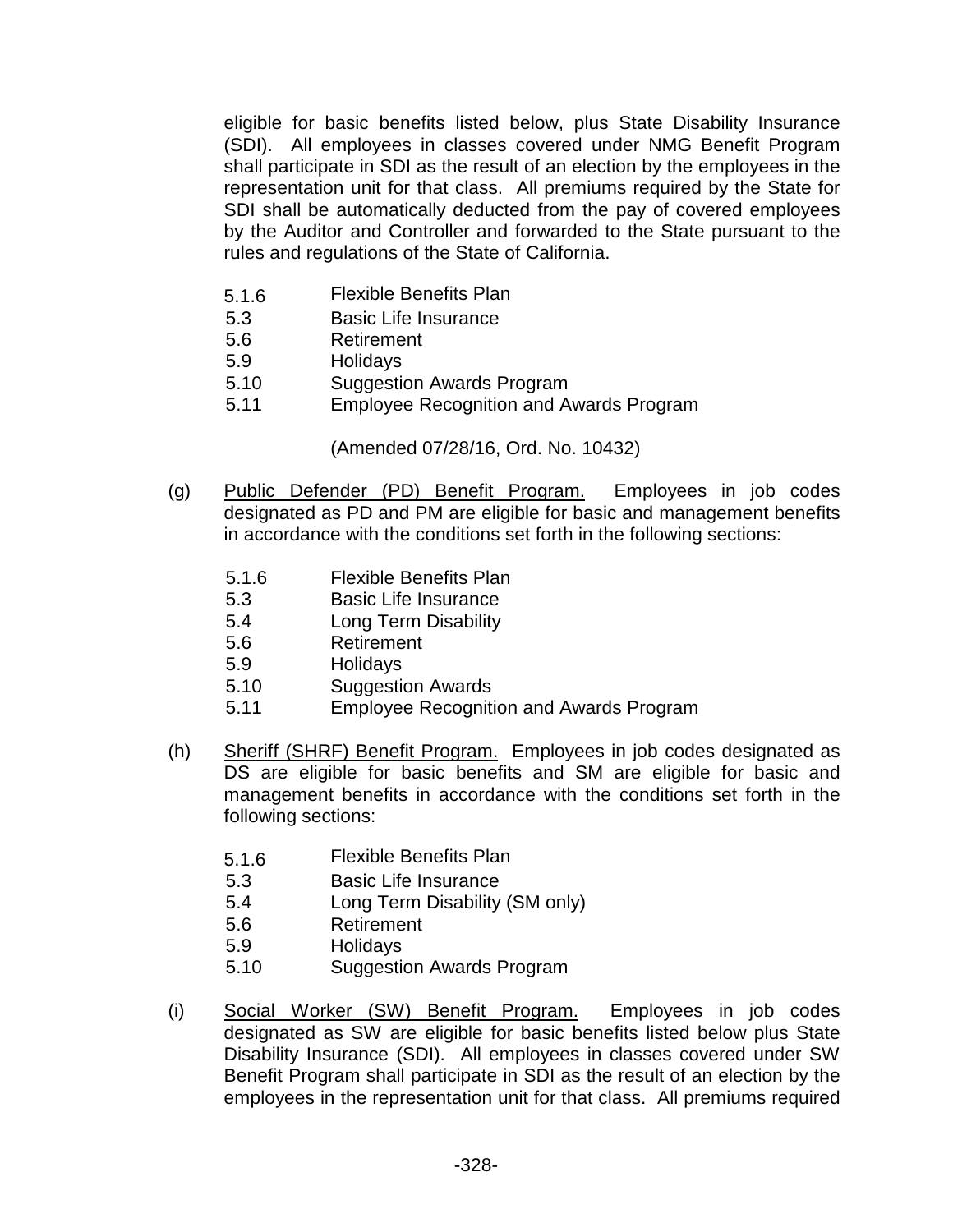eligible for basic benefits listed below, plus State Disability Insurance (SDI). All employees in classes covered under NMG Benefit Program shall participate in SDI as the result of an election by the employees in the representation unit for that class. All premiums required by the State for SDI shall be automatically deducted from the pay of covered employees by the Auditor and Controller and forwarded to the State pursuant to the rules and regulations of the State of California.

| | |
|---|---|
| 5.1.6 | Flexible Benefits Plan |
| 5.3 | Basic Life Insurance |
| 5.6 | Retirement |
| 5.9 | Holidays |
| 5.10 | Suggestion Awards Program |
| 5.11 | Employee Recognition and Awards Program |

(Amended 07/28/16, Ord. No. 10432)

(g) Public Defender (PD) Benefit Program. Employees in job codes designated as PD and PM are eligible for basic and management benefits in accordance with the conditions set forth in the following sections:

| | |
|---|---|
| 5.1.6 | Flexible Benefits Plan |
| 5.3 | Basic Life Insurance |
| 5.4 | Long Term Disability |
| 5.6 | Retirement |
| 5.9 | Holidays |
| 5.10 | Suggestion Awards |
| 5.11 | Employee Recognition and Awards Program |

(h) Sheriff (SHRF) Benefit Program. Employees in job codes designated as DS are eligible for basic benefits and SM are eligible for basic and management benefits in accordance with the conditions set forth in the following sections:

| | |
|---|---|
| 5.1.6 | Flexible Benefits Plan |
| 5.3 | Basic Life Insurance |
| 5.4 | Long Term Disability (SM only) |
| 5.6 | Retirement |
| 5.9 | Holidays |
| 5.10 | Suggestion Awards Program |

(i) Social Worker (SW) Benefit Program. Employees in job codes designated as SW are eligible for basic benefits listed below plus State Disability Insurance (SDI). All employees in classes covered under SW Benefit Program shall participate in SDI as the result of an election by the employees in the representation unit for that class. All premiums required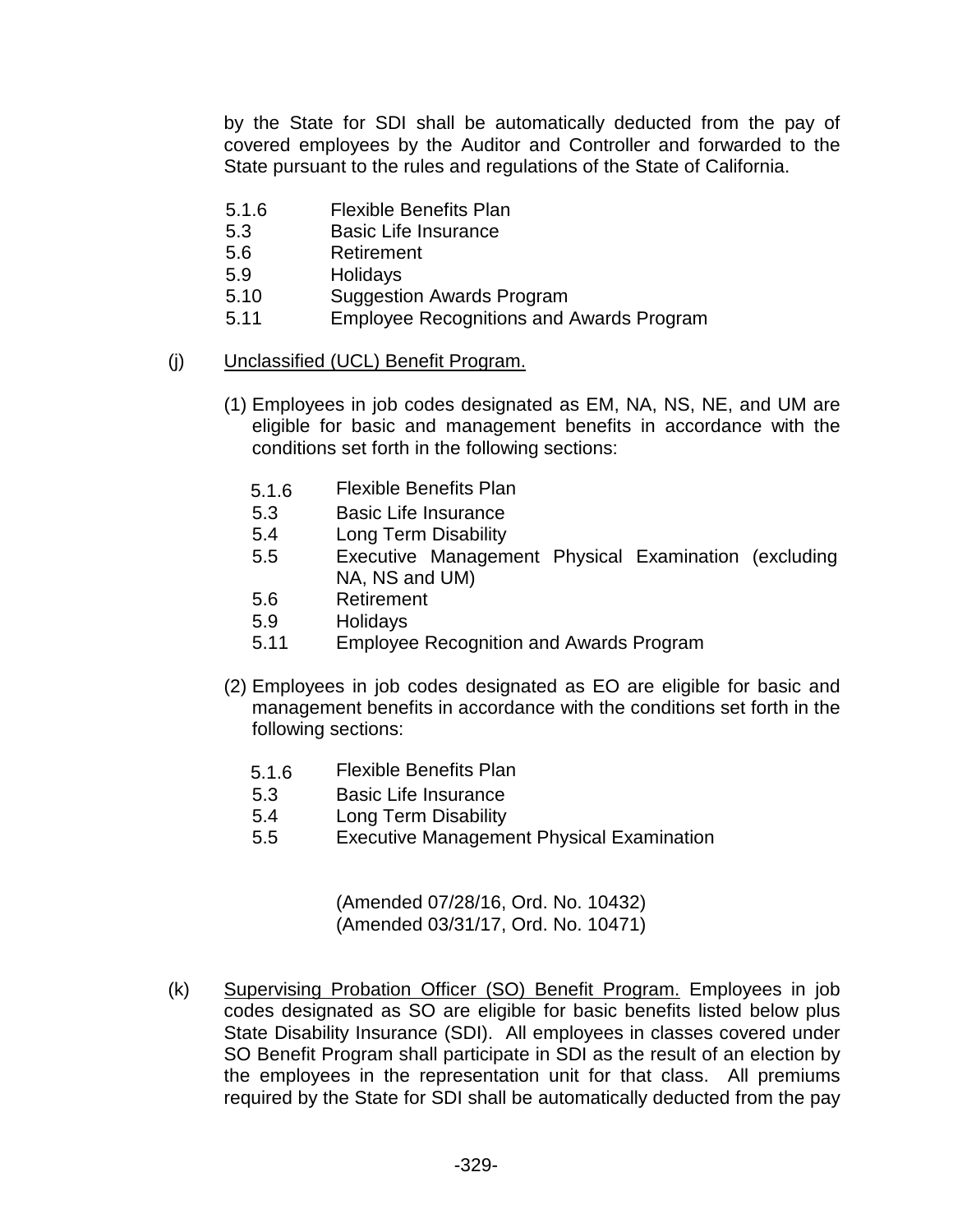by the State for SDI shall be automatically deducted from the pay of covered employees by the Auditor and Controller and forwarded to the State pursuant to the rules and regulations of the State of California.

5.1.6 Flexible Benefits Plan
5.3 Basic Life Insurance
5.6 Retirement
5.9 Holidays
5.10 Suggestion Awards Program
5.11 Employee Recognitions and Awards Program

(j) Unclassified (UCL) Benefit Program.

(1) Employees in job codes designated as EM, NA, NS, NE, and UM are eligible for basic and management benefits in accordance with the conditions set forth in the following sections:

5.1.6 Flexible Benefits Plan
5.3 Basic Life Insurance
5.4 Long Term Disability
5.5 Executive Management Physical Examination (excluding NA, NS and UM)
5.6 Retirement
5.9 Holidays
5.11 Employee Recognition and Awards Program

(2) Employees in job codes designated as EO are eligible for basic and management benefits in accordance with the conditions set forth in the following sections:

5.1.6 Flexible Benefits Plan
5.3 Basic Life Insurance
5.4 Long Term Disability
5.5 Executive Management Physical Examination

(Amended 07/28/16, Ord. No. 10432)
(Amended 03/31/17, Ord. No. 10471)

(k) Supervising Probation Officer (SO) Benefit Program. Employees in job codes designated as SO are eligible for basic benefits listed below plus State Disability Insurance (SDI). All employees in classes covered under SO Benefit Program shall participate in SDI as the result of an election by the employees in the representation unit for that class. All premiums required by the State for SDI shall be automatically deducted from the pay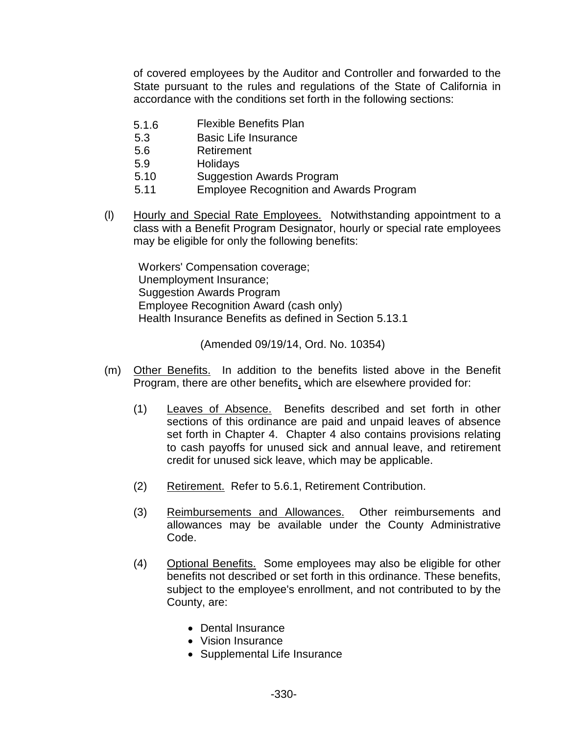of covered employees by the Auditor and Controller and forwarded to the State pursuant to the rules and regulations of the State of California in accordance with the conditions set forth in the following sections:

| | |
|---|---|
| 5.1.6 | Flexible Benefits Plan |
| 5.3 | Basic Life Insurance |
| 5.6 | Retirement |
| 5.9 | Holidays |
| 5.10 | Suggestion Awards Program |
| 5.11 | Employee Recognition and Awards Program |

(l) Hourly and Special Rate Employees. Notwithstanding appointment to a class with a Benefit Program Designator, hourly or special rate employees may be eligible for only the following benefits:

Workers' Compensation coverage;
Unemployment Insurance;
Suggestion Awards Program
Employee Recognition Award (cash only)
Health Insurance Benefits as defined in Section 5.13.1

(Amended 09/19/14, Ord. No. 10354)

(m) Other Benefits. In addition to the benefits listed above in the Benefit Program, there are other benefits, which are elsewhere provided for:

(1) Leaves of Absence. Benefits described and set forth in other sections of this ordinance are paid and unpaid leaves of absence set forth in Chapter 4. Chapter 4 also contains provisions relating to cash payoffs for unused sick and annual leave, and retirement credit for unused sick leave, which may be applicable.

(2) Retirement. Refer to 5.6.1, Retirement Contribution.

(3) Reimbursements and Allowances. Other reimbursements and allowances may be available under the County Administrative Code.

(4) Optional Benefits. Some employees may also be eligible for other benefits not described or set forth in this ordinance. These benefits, subject to the employee's enrollment, and not contributed to by the County, are:

- Dental Insurance
- Vision Insurance
- Supplemental Life Insurance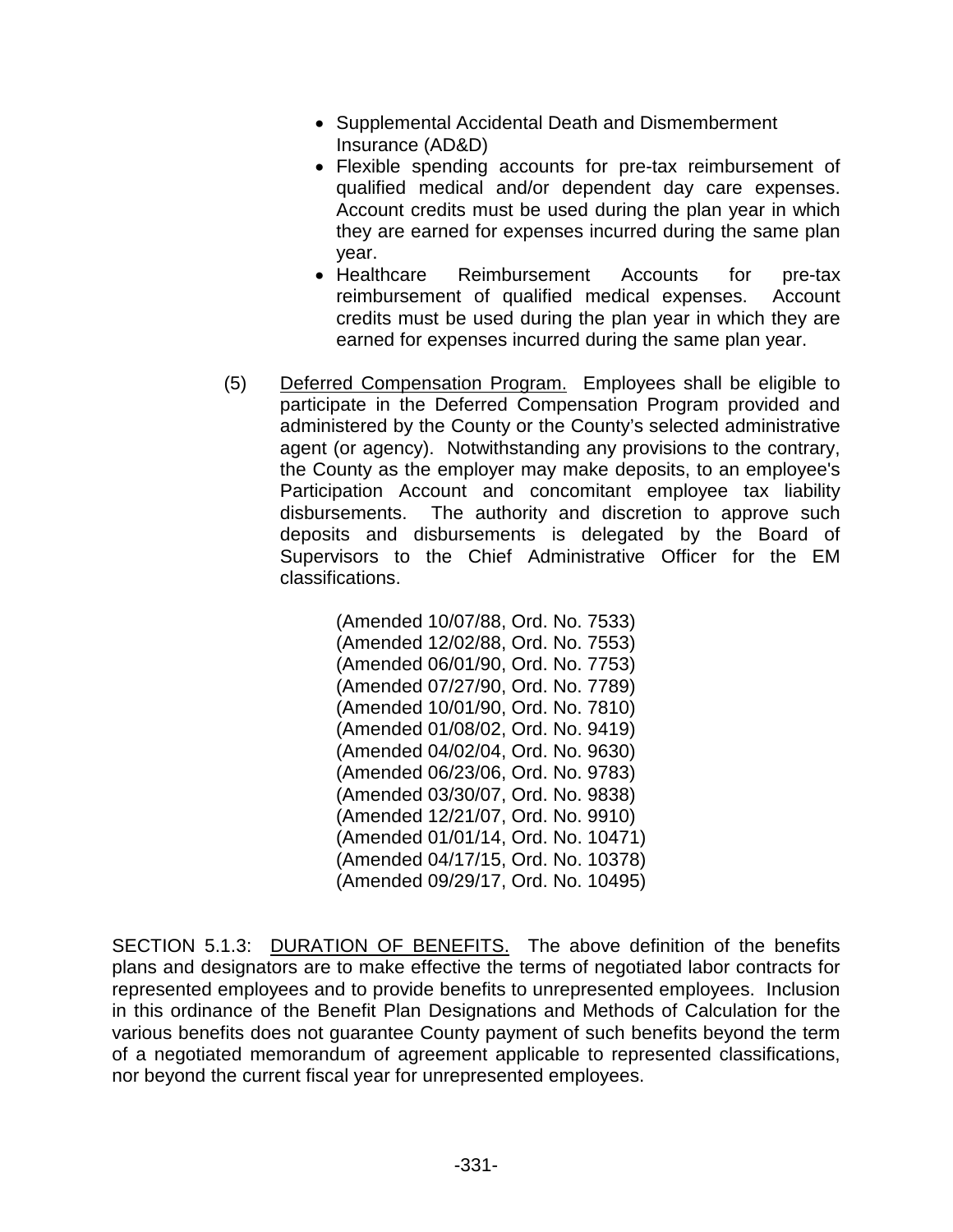- Supplemental Accidental Death and Dismemberment Insurance (AD&D)
- Flexible spending accounts for pre-tax reimbursement of qualified medical and/or dependent day care expenses. Account credits must be used during the plan year in which they are earned for expenses incurred during the same plan year.
- Healthcare Reimbursement Accounts for pre-tax reimbursement of qualified medical expenses. Account credits must be used during the plan year in which they are earned for expenses incurred during the same plan year.

(5) Deferred Compensation Program. Employees shall be eligible to participate in the Deferred Compensation Program provided and administered by the County or the County's selected administrative agent (or agency). Notwithstanding any provisions to the contrary, the County as the employer may make deposits, to an employee's Participation Account and concomitant employee tax liability disbursements. The authority and discretion to approve such deposits and disbursements is delegated by the Board of Supervisors to the Chief Administrative Officer for the EM classifications.

(Amended 10/07/88, Ord. No. 7533)
(Amended 12/02/88, Ord. No. 7553)
(Amended 06/01/90, Ord. No. 7753)
(Amended 07/27/90, Ord. No. 7789)
(Amended 10/01/90, Ord. No. 7810)
(Amended 01/08/02, Ord. No. 9419)
(Amended 04/02/04, Ord. No. 9630)
(Amended 06/23/06, Ord. No. 9783)
(Amended 03/30/07, Ord. No. 9838)
(Amended 12/21/07, Ord. No. 9910)
(Amended 01/01/14, Ord. No. 10471)
(Amended 04/17/15, Ord. No. 10378)
(Amended 09/29/17, Ord. No. 10495)

SECTION 5.1.3: DURATION OF BENEFITS. The above definition of the benefits plans and designators are to make effective the terms of negotiated labor contracts for represented employees and to provide benefits to unrepresented employees. Inclusion in this ordinance of the Benefit Plan Designations and Methods of Calculation for the various benefits does not guarantee County payment of such benefits beyond the term of a negotiated memorandum of agreement applicable to represented classifications, nor beyond the current fiscal year for unrepresented employees.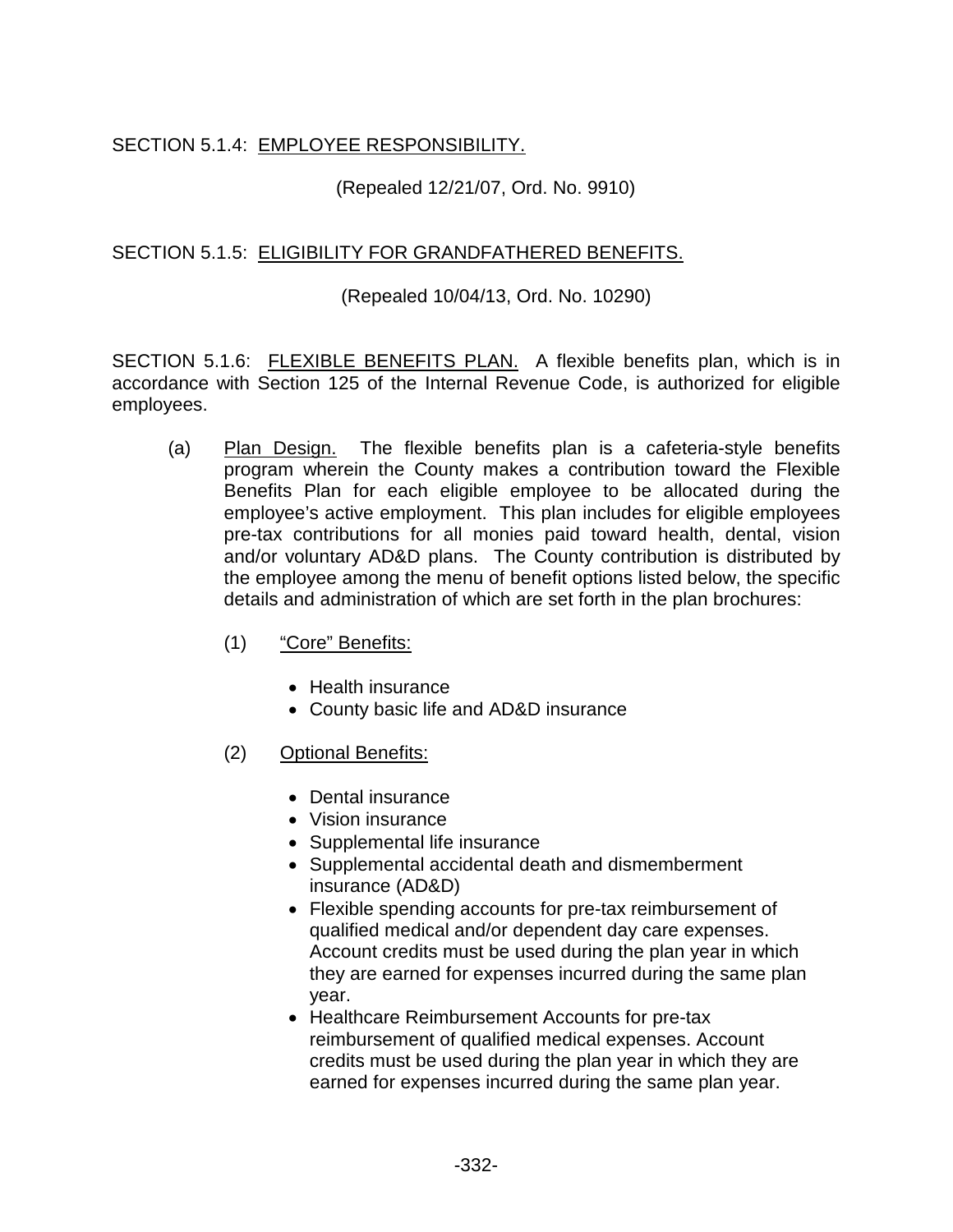SECTION 5.1.4: <u>EMPLOYEE RESPONSIBILITY.</u>

(Repealed 12/21/07, Ord. No. 9910)

SECTION 5.1.5: <u>ELIGIBILITY FOR GRANDFATHERED BENEFITS.</u>

(Repealed 10/04/13, Ord. No. 10290)

SECTION 5.1.6: <u>FLEXIBLE BENEFITS PLAN.</u> A flexible benefits plan, which is in accordance with Section 125 of the Internal Revenue Code, is authorized for eligible employees.

(a) <u>Plan Design.</u> The flexible benefits plan is a cafeteria-style benefits program wherein the County makes a contribution toward the Flexible Benefits Plan for each eligible employee to be allocated during the employee's active employment. This plan includes for eligible employees pre-tax contributions for all monies paid toward health, dental, vision and/or voluntary AD&D plans. The County contribution is distributed by the employee among the menu of benefit options listed below, the specific details and administration of which are set forth in the plan brochures:

(1) <u>"Core" Benefits:</u>

- Health insurance
- County basic life and AD&D insurance

(2) <u>Optional Benefits:</u>

- Dental insurance
- Vision insurance
- Supplemental life insurance
- Supplemental accidental death and dismemberment insurance (AD&D)
- Flexible spending accounts for pre-tax reimbursement of qualified medical and/or dependent day care expenses. Account credits must be used during the plan year in which they are earned for expenses incurred during the same plan year.
- Healthcare Reimbursement Accounts for pre-tax reimbursement of qualified medical expenses. Account credits must be used during the plan year in which they are earned for expenses incurred during the same plan year.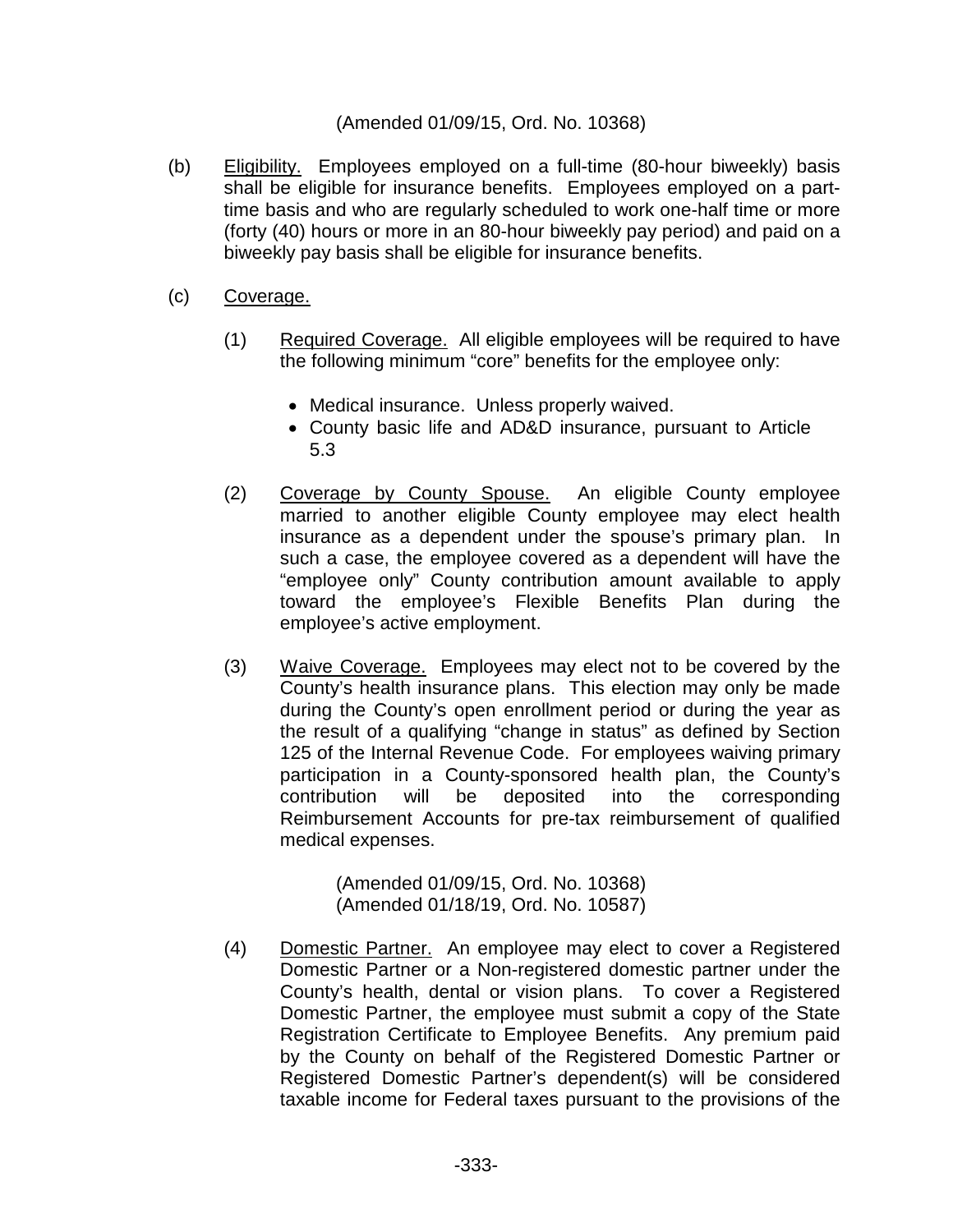(Amended 01/09/15, Ord. No. 10368)

(b) Eligibility. Employees employed on a full-time (80-hour biweekly) basis shall be eligible for insurance benefits. Employees employed on a part-time basis and who are regularly scheduled to work one-half time or more (forty (40) hours or more in an 80-hour biweekly pay period) and paid on a biweekly pay basis shall be eligible for insurance benefits.

(c) Coverage.

(1) Required Coverage. All eligible employees will be required to have the following minimum "core" benefits for the employee only:

- Medical insurance. Unless properly waived.
- County basic life and AD&D insurance, pursuant to Article 5.3

(2) Coverage by County Spouse. An eligible County employee married to another eligible County employee may elect health insurance as a dependent under the spouse's primary plan. In such a case, the employee covered as a dependent will have the "employee only" County contribution amount available to apply toward the employee's Flexible Benefits Plan during the employee's active employment.

(3) Waive Coverage. Employees may elect not to be covered by the County's health insurance plans. This election may only be made during the County's open enrollment period or during the year as the result of a qualifying "change in status" as defined by Section 125 of the Internal Revenue Code. For employees waiving primary participation in a County-sponsored health plan, the County's contribution will be deposited into the corresponding Reimbursement Accounts for pre-tax reimbursement of qualified medical expenses.

(Amended 01/09/15, Ord. No. 10368)
(Amended 01/18/19, Ord. No. 10587)

(4) Domestic Partner. An employee may elect to cover a Registered Domestic Partner or a Non-registered domestic partner under the County's health, dental or vision plans. To cover a Registered Domestic Partner, the employee must submit a copy of the State Registration Certificate to Employee Benefits. Any premium paid by the County on behalf of the Registered Domestic Partner or Registered Domestic Partner's dependent(s) will be considered taxable income for Federal taxes pursuant to the provisions of the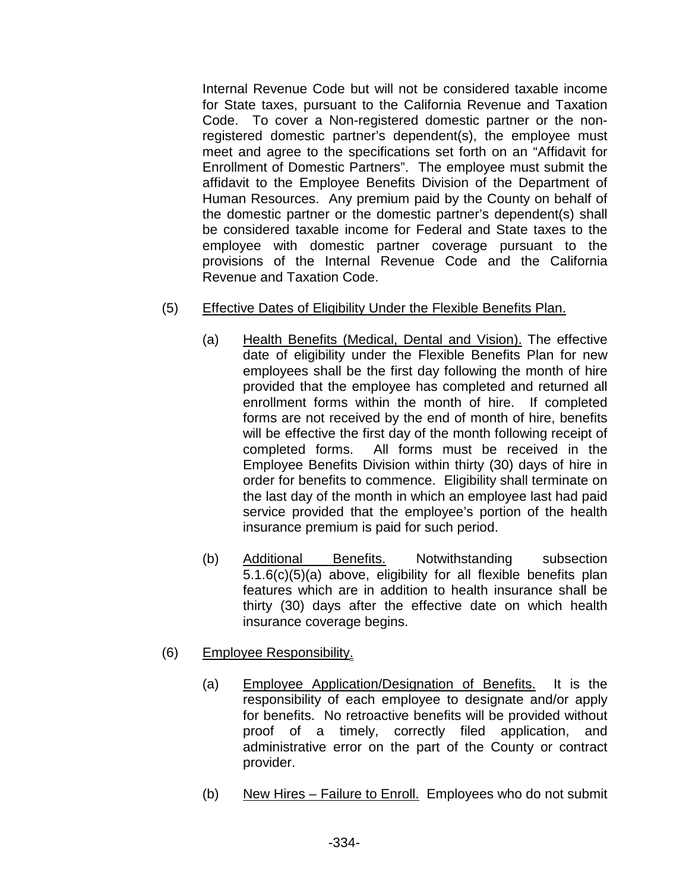Internal Revenue Code but will not be considered taxable income for State taxes, pursuant to the California Revenue and Taxation Code. To cover a Non-registered domestic partner or the non-registered domestic partner's dependent(s), the employee must meet and agree to the specifications set forth on an "Affidavit for Enrollment of Domestic Partners". The employee must submit the affidavit to the Employee Benefits Division of the Department of Human Resources. Any premium paid by the County on behalf of the domestic partner or the domestic partner's dependent(s) shall be considered taxable income for Federal and State taxes to the employee with domestic partner coverage pursuant to the provisions of the Internal Revenue Code and the California Revenue and Taxation Code.

(5) Effective Dates of Eligibility Under the Flexible Benefits Plan.

(a) Health Benefits (Medical, Dental and Vision). The effective date of eligibility under the Flexible Benefits Plan for new employees shall be the first day following the month of hire provided that the employee has completed and returned all enrollment forms within the month of hire. If completed forms are not received by the end of month of hire, benefits will be effective the first day of the month following receipt of completed forms. All forms must be received in the Employee Benefits Division within thirty (30) days of hire in order for benefits to commence. Eligibility shall terminate on the last day of the month in which an employee last had paid service provided that the employee's portion of the health insurance premium is paid for such period.

(b) Additional Benefits. Notwithstanding subsection 5.1.6(c)(5)(a) above, eligibility for all flexible benefits plan features which are in addition to health insurance shall be thirty (30) days after the effective date on which health insurance coverage begins.

(6) Employee Responsibility.

(a) Employee Application/Designation of Benefits. It is the responsibility of each employee to designate and/or apply for benefits. No retroactive benefits will be provided without proof of a timely, correctly filed application, and administrative error on the part of the County or contract provider.

(b) New Hires – Failure to Enroll. Employees who do not submit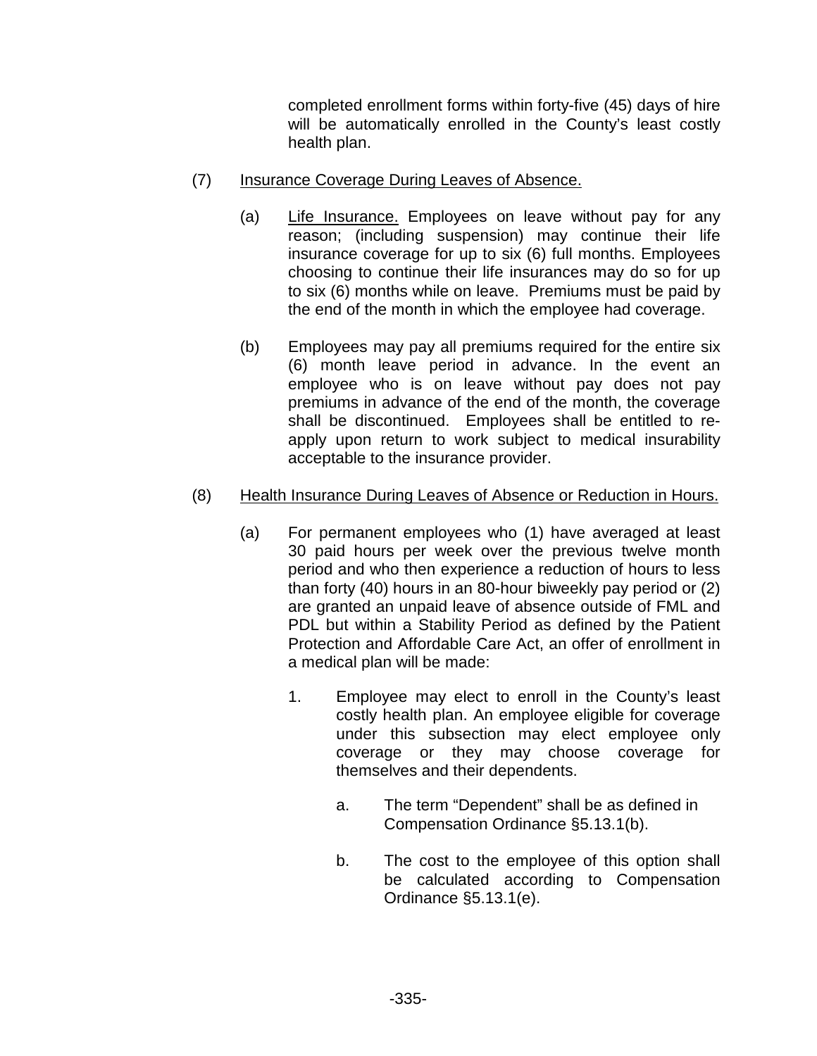completed enrollment forms within forty-five (45) days of hire will be automatically enrolled in the County's least costly health plan.

(7) Insurance Coverage During Leaves of Absence.

(a) Life Insurance. Employees on leave without pay for any reason; (including suspension) may continue their life insurance coverage for up to six (6) full months. Employees choosing to continue their life insurances may do so for up to six (6) months while on leave. Premiums must be paid by the end of the month in which the employee had coverage.

(b) Employees may pay all premiums required for the entire six (6) month leave period in advance. In the event an employee who is on leave without pay does not pay premiums in advance of the end of the month, the coverage shall be discontinued. Employees shall be entitled to re-apply upon return to work subject to medical insurability acceptable to the insurance provider.

(8) Health Insurance During Leaves of Absence or Reduction in Hours.

(a) For permanent employees who (1) have averaged at least 30 paid hours per week over the previous twelve month period and who then experience a reduction of hours to less than forty (40) hours in an 80-hour biweekly pay period or (2) are granted an unpaid leave of absence outside of FML and PDL but within a Stability Period as defined by the Patient Protection and Affordable Care Act, an offer of enrollment in a medical plan will be made:

1. Employee may elect to enroll in the County's least costly health plan. An employee eligible for coverage under this subsection may elect employee only coverage or they may choose coverage for themselves and their dependents.

   a. The term "Dependent" shall be as defined in Compensation Ordinance §5.13.1(b).

   b. The cost to the employee of this option shall be calculated according to Compensation Ordinance §5.13.1(e).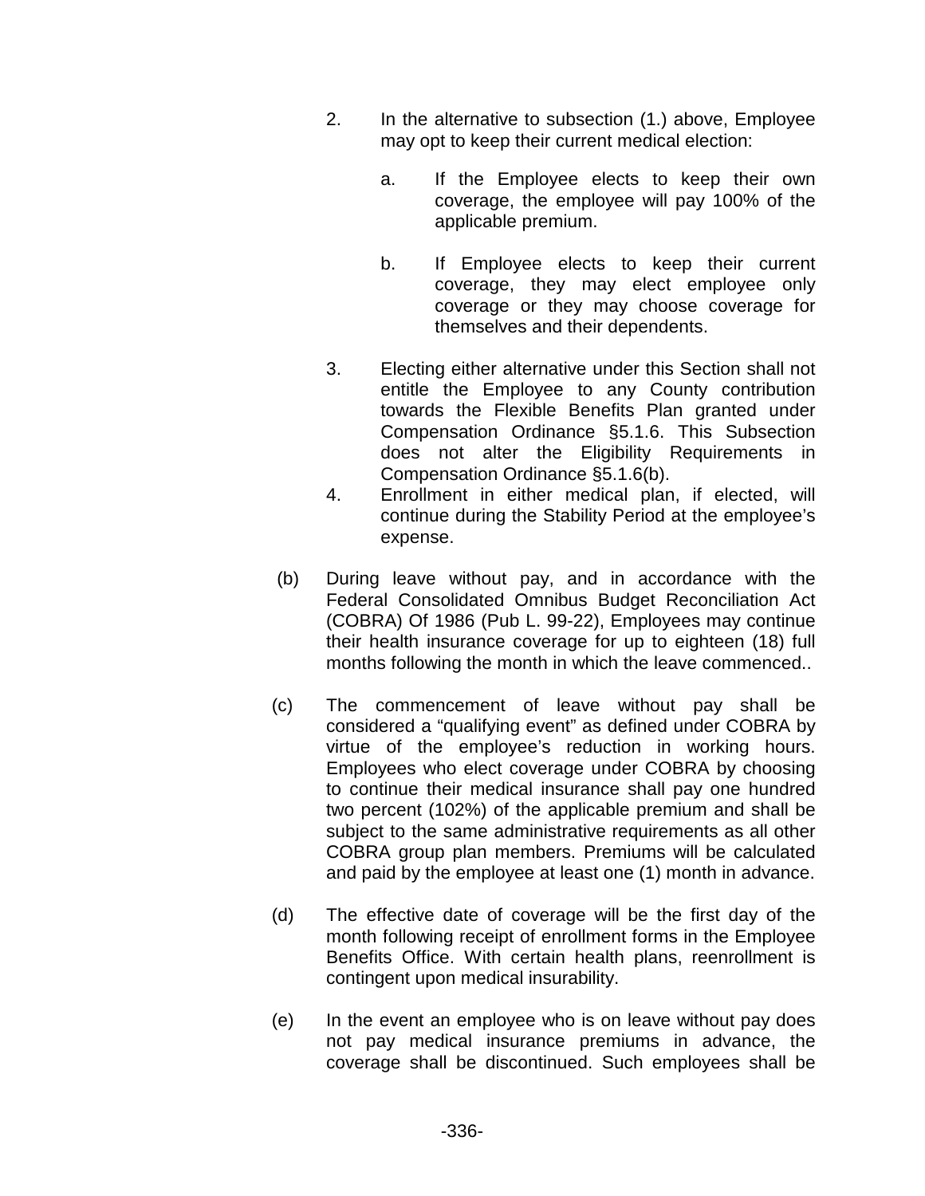2. In the alternative to subsection (1.) above, Employee may opt to keep their current medical election:

   a. If the Employee elects to keep their own coverage, the employee will pay 100% of the applicable premium.

   b. If Employee elects to keep their current coverage, they may elect employee only coverage or they may choose coverage for themselves and their dependents.

3. Electing either alternative under this Section shall not entitle the Employee to any County contribution towards the Flexible Benefits Plan granted under Compensation Ordinance §5.1.6. This Subsection does not alter the Eligibility Requirements in Compensation Ordinance §5.1.6(b).

4. Enrollment in either medical plan, if elected, will continue during the Stability Period at the employee's expense.

(b) During leave without pay, and in accordance with the Federal Consolidated Omnibus Budget Reconciliation Act (COBRA) Of 1986 (Pub L. 99-22), Employees may continue their health insurance coverage for up to eighteen (18) full months following the month in which the leave commenced..

(c) The commencement of leave without pay shall be considered a "qualifying event" as defined under COBRA by virtue of the employee's reduction in working hours. Employees who elect coverage under COBRA by choosing to continue their medical insurance shall pay one hundred two percent (102%) of the applicable premium and shall be subject to the same administrative requirements as all other COBRA group plan members. Premiums will be calculated and paid by the employee at least one (1) month in advance.

(d) The effective date of coverage will be the first day of the month following receipt of enrollment forms in the Employee Benefits Office. With certain health plans, reenrollment is contingent upon medical insurability.

(e) In the event an employee who is on leave without pay does not pay medical insurance premiums in advance, the coverage shall be discontinued. Such employees shall be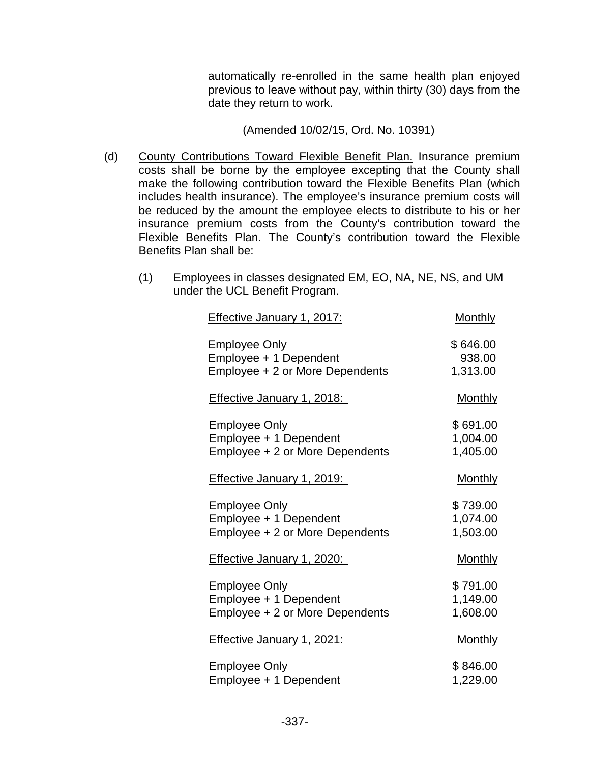automatically re-enrolled in the same health plan enjoyed previous to leave without pay, within thirty (30) days from the date they return to work.

(Amended 10/02/15, Ord. No. 10391)

(d) County Contributions Toward Flexible Benefit Plan. Insurance premium costs shall be borne by the employee excepting that the County shall make the following contribution toward the Flexible Benefits Plan (which includes health insurance). The employee's insurance premium costs will be reduced by the amount the employee elects to distribute to his or her insurance premium costs from the County's contribution toward the Flexible Benefits Plan. The County's contribution toward the Flexible Benefits Plan shall be:

(1) Employees in classes designated EM, EO, NA, NE, NS, and UM under the UCL Benefit Program.

| Effective January 1, 2017: | Monthly |
|---|---|
| Employee Only | $ 646.00 |
| Employee + 1 Dependent | 938.00 |
| Employee + 2 or More Dependents | 1,313.00 |

| Effective January 1, 2018: | Monthly |
|---|---|
| Employee Only | $ 691.00 |
| Employee + 1 Dependent | 1,004.00 |
| Employee + 2 or More Dependents | 1,405.00 |

| Effective January 1, 2019: | Monthly |
|---|---|
| Employee Only | $ 739.00 |
| Employee + 1 Dependent | 1,074.00 |
| Employee + 2 or More Dependents | 1,503.00 |

| Effective January 1, 2020: | Monthly |
|---|---|
| Employee Only | $ 791.00 |
| Employee + 1 Dependent | 1,149.00 |
| Employee + 2 or More Dependents | 1,608.00 |

| Effective January 1, 2021: | Monthly |
|---|---|
| Employee Only | $ 846.00 |
| Employee + 1 Dependent | 1,229.00 |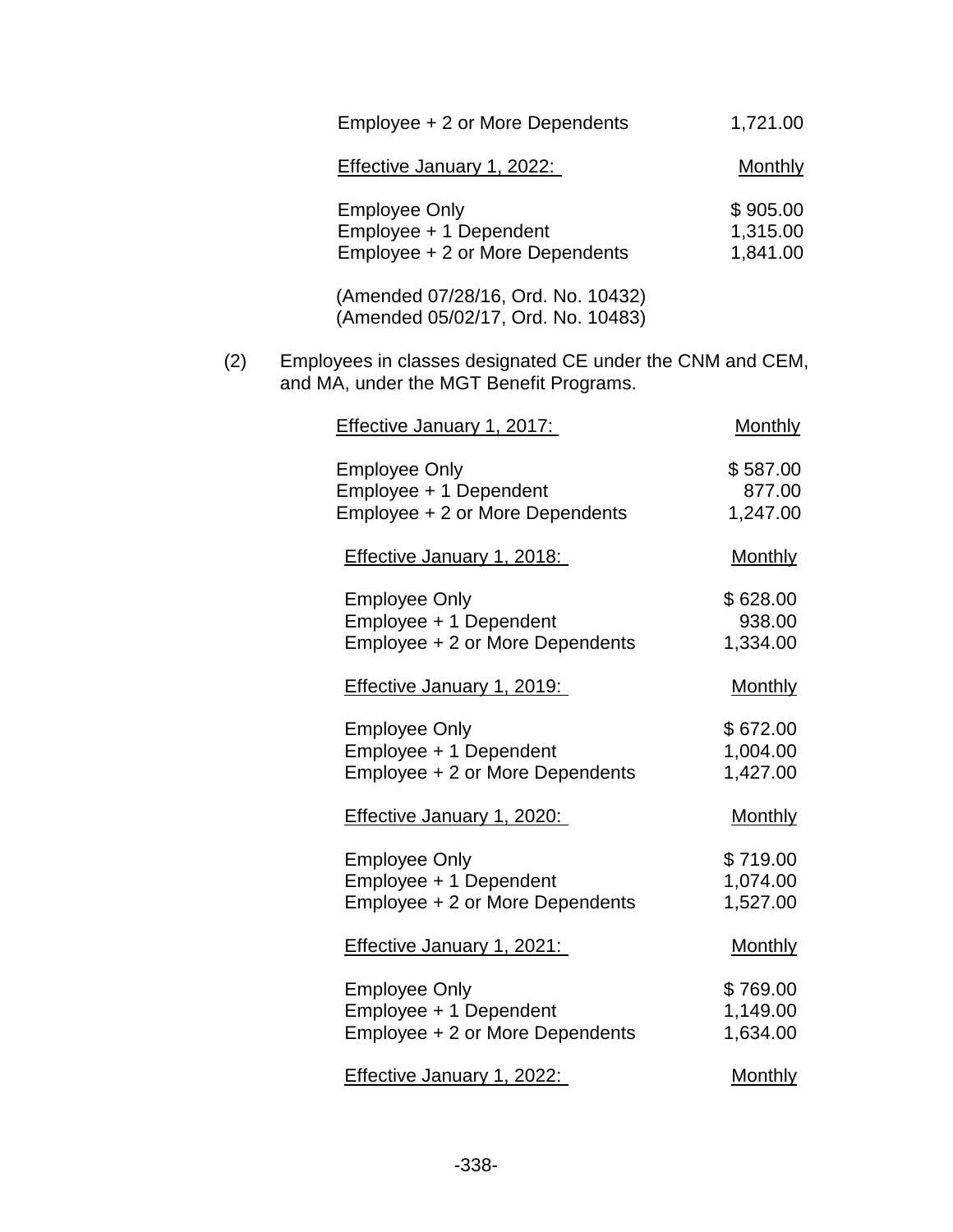| | |
|---|---|
| Employee + 2 or More Dependents | 1,721.00 |

| Effective January 1, 2022: | Monthly |
|---|---|
| Employee Only | $ 905.00 |
| Employee + 1 Dependent | 1,315.00 |
| Employee + 2 or More Dependents | 1,841.00 |

(Amended 07/28/16, Ord. No. 10432)
(Amended 05/02/17, Ord. No. 10483)

(2) Employees in classes designated CE under the CNM and CEM, and MA, under the MGT Benefit Programs.

| Effective January 1, 2017: | Monthly |
|---|---|
| Employee Only | $ 587.00 |
| Employee + 1 Dependent | 877.00 |
| Employee + 2 or More Dependents | 1,247.00 |

| Effective January 1, 2018: | Monthly |
|---|---|
| Employee Only | $ 628.00 |
| Employee + 1 Dependent | 938.00 |
| Employee + 2 or More Dependents | 1,334.00 |

| Effective January 1, 2019: | Monthly |
|---|---|
| Employee Only | $ 672.00 |
| Employee + 1 Dependent | 1,004.00 |
| Employee + 2 or More Dependents | 1,427.00 |

| Effective January 1, 2020: | Monthly |
|---|---|
| Employee Only | $ 719.00 |
| Employee + 1 Dependent | 1,074.00 |
| Employee + 2 or More Dependents | 1,527.00 |

| Effective January 1, 2021: | Monthly |
|---|---|
| Employee Only | $ 769.00 |
| Employee + 1 Dependent | 1,149.00 |
| Employee + 2 or More Dependents | 1,634.00 |

| Effective January 1, 2022: | Monthly |
|---|---|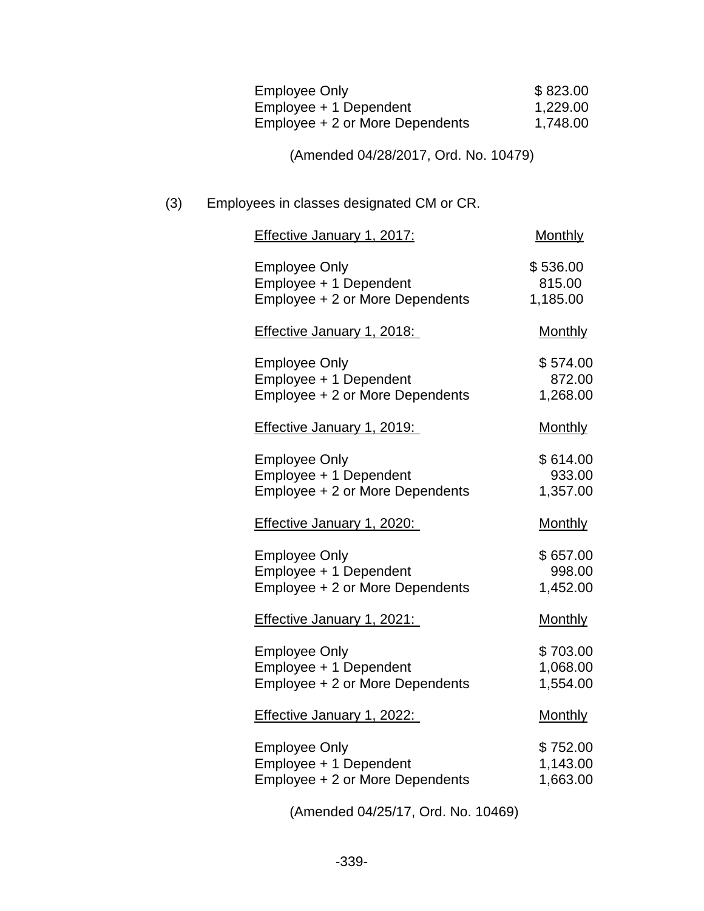| | |
|---|---|
| Employee Only | $ 823.00 |
| Employee + 1 Dependent | 1,229.00 |
| Employee + 2 or More Dependents | 1,748.00 |

(Amended 04/28/2017, Ord. No. 10479)

(3) Employees in classes designated CM or CR.

| Effective January 1, 2017: | Monthly |
|---|---|
| Employee Only | $ 536.00 |
| Employee + 1 Dependent | 815.00 |
| Employee + 2 or More Dependents | 1,185.00 |

| Effective January 1, 2018: | Monthly |
|---|---|
| Employee Only | $ 574.00 |
| Employee + 1 Dependent | 872.00 |
| Employee + 2 or More Dependents | 1,268.00 |

| Effective January 1, 2019: | Monthly |
|---|---|
| Employee Only | $ 614.00 |
| Employee + 1 Dependent | 933.00 |
| Employee + 2 or More Dependents | 1,357.00 |

| Effective January 1, 2020: | Monthly |
|---|---|
| Employee Only | $ 657.00 |
| Employee + 1 Dependent | 998.00 |
| Employee + 2 or More Dependents | 1,452.00 |

| Effective January 1, 2021: | Monthly |
|---|---|
| Employee Only | $ 703.00 |
| Employee + 1 Dependent | 1,068.00 |
| Employee + 2 or More Dependents | 1,554.00 |

| Effective January 1, 2022: | Monthly |
|---|---|
| Employee Only | $ 752.00 |
| Employee + 1 Dependent | 1,143.00 |
| Employee + 2 or More Dependents | 1,663.00 |

(Amended 04/25/17, Ord. No. 10469)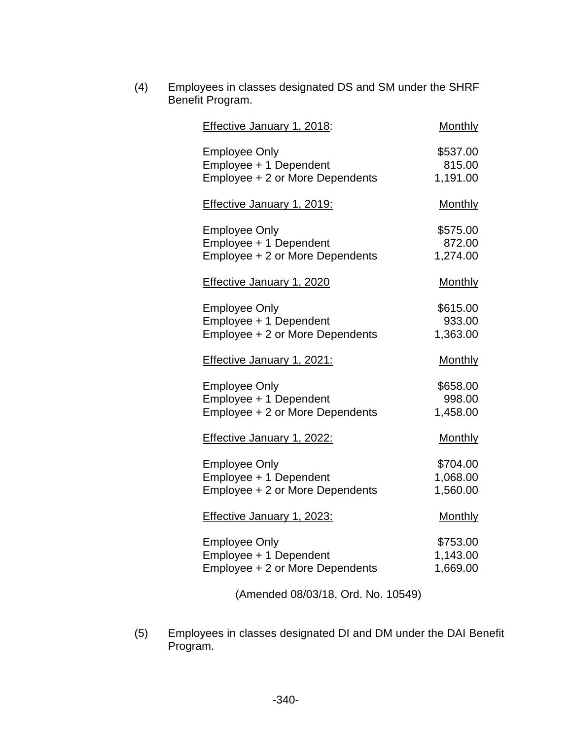(4) Employees in classes designated DS and SM under the SHRF Benefit Program.

| Effective January 1, 2018: | Monthly |
|---|---|
| Employee Only | $537.00 |
| Employee + 1 Dependent | 815.00 |
| Employee + 2 or More Dependents | 1,191.00 |

| Effective January 1, 2019: | Monthly |
|---|---|
| Employee Only | $575.00 |
| Employee + 1 Dependent | 872.00 |
| Employee + 2 or More Dependents | 1,274.00 |

| Effective January 1, 2020 | Monthly |
|---|---|
| Employee Only | $615.00 |
| Employee + 1 Dependent | 933.00 |
| Employee + 2 or More Dependents | 1,363.00 |

| Effective January 1, 2021: | Monthly |
|---|---|
| Employee Only | $658.00 |
| Employee + 1 Dependent | 998.00 |
| Employee + 2 or More Dependents | 1,458.00 |

| Effective January 1, 2022: | Monthly |
|---|---|
| Employee Only | $704.00 |
| Employee + 1 Dependent | 1,068.00 |
| Employee + 2 or More Dependents | 1,560.00 |

| Effective January 1, 2023: | Monthly |
|---|---|
| Employee Only | $753.00 |
| Employee + 1 Dependent | 1,143.00 |
| Employee + 2 or More Dependents | 1,669.00 |

(Amended 08/03/18, Ord. No. 10549)

(5) Employees in classes designated DI and DM under the DAI Benefit Program.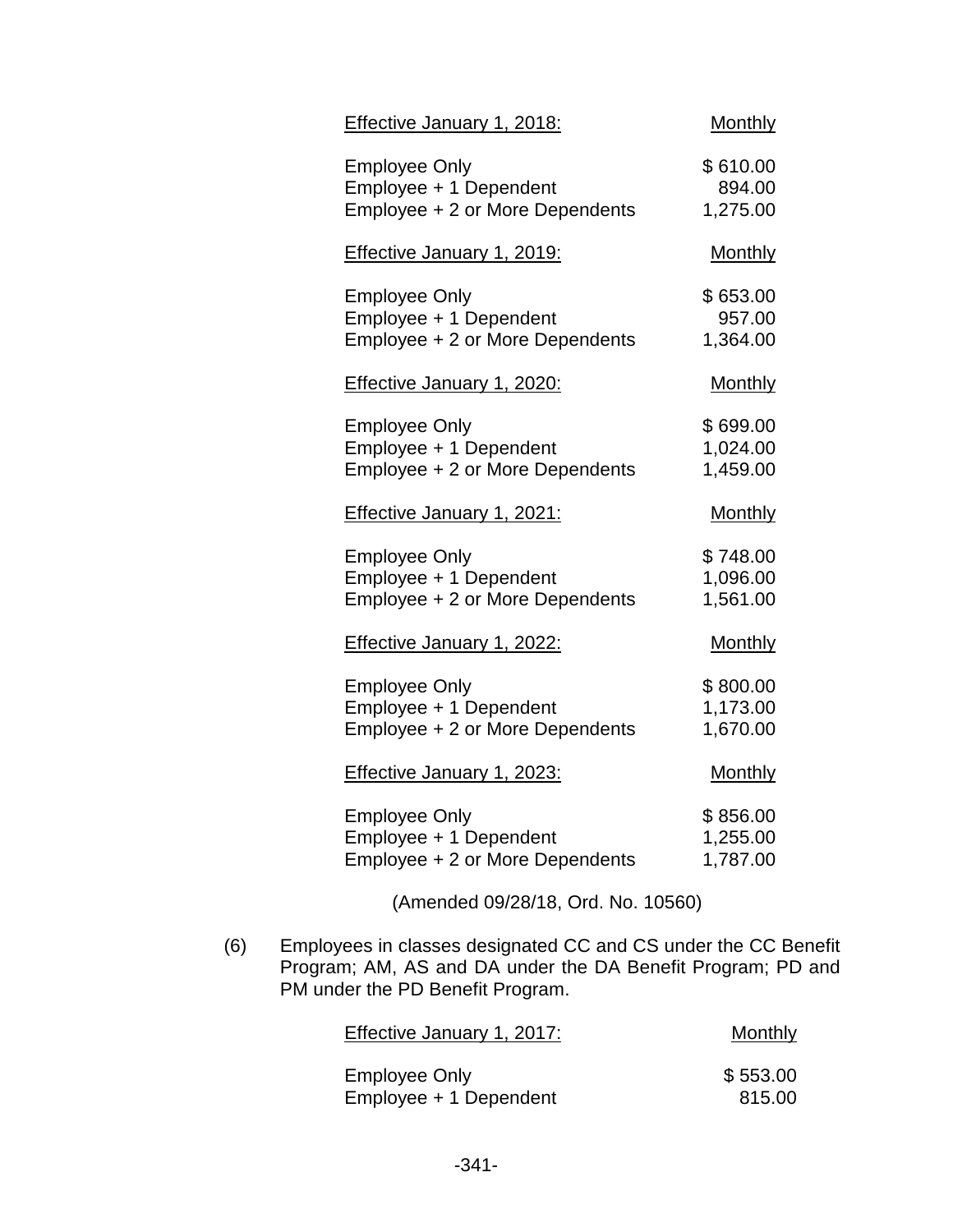| Effective January 1, 2018: | Monthly |
| --- | --- |
| Employee Only | $ 610.00 |
| Employee + 1 Dependent | 894.00 |
| Employee + 2 or More Dependents | 1,275.00 |

| Effective January 1, 2019: | Monthly |
| --- | --- |
| Employee Only | $ 653.00 |
| Employee + 1 Dependent | 957.00 |
| Employee + 2 or More Dependents | 1,364.00 |

| Effective January 1, 2020: | Monthly |
| --- | --- |
| Employee Only | $ 699.00 |
| Employee + 1 Dependent | 1,024.00 |
| Employee + 2 or More Dependents | 1,459.00 |

| Effective January 1, 2021: | Monthly |
| --- | --- |
| Employee Only | $ 748.00 |
| Employee + 1 Dependent | 1,096.00 |
| Employee + 2 or More Dependents | 1,561.00 |

| Effective January 1, 2022: | Monthly |
| --- | --- |
| Employee Only | $ 800.00 |
| Employee + 1 Dependent | 1,173.00 |
| Employee + 2 or More Dependents | 1,670.00 |

| Effective January 1, 2023: | Monthly |
| --- | --- |
| Employee Only | $ 856.00 |
| Employee + 1 Dependent | 1,255.00 |
| Employee + 2 or More Dependents | 1,787.00 |

(Amended 09/28/18, Ord. No. 10560)

(6) Employees in classes designated CC and CS under the CC Benefit Program; AM, AS and DA under the DA Benefit Program; PD and PM under the PD Benefit Program.

| Effective January 1, 2017: | Monthly |
| --- | --- |
| Employee Only | $ 553.00 |
| Employee + 1 Dependent | 815.00 |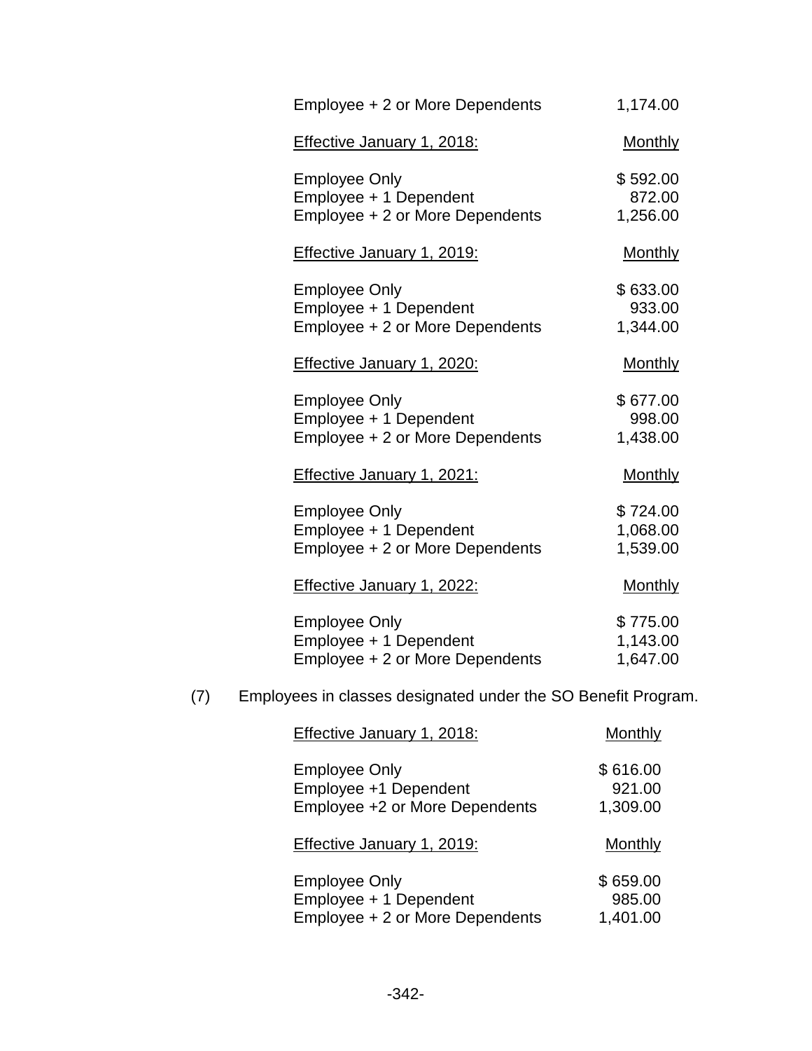| | |
|---|---|
| Employee + 2 or More Dependents | 1,174.00 |
| Effective January 1, 2018: | Monthly |
| Employee Only | $ 592.00 |
| Employee + 1 Dependent | 872.00 |
| Employee + 2 or More Dependents | 1,256.00 |
| Effective January 1, 2019: | Monthly |
| Employee Only | $ 633.00 |
| Employee + 1 Dependent | 933.00 |
| Employee + 2 or More Dependents | 1,344.00 |
| Effective January 1, 2020: | Monthly |
| Employee Only | $ 677.00 |
| Employee + 1 Dependent | 998.00 |
| Employee + 2 or More Dependents | 1,438.00 |
| Effective January 1, 2021: | Monthly |
| Employee Only | $ 724.00 |
| Employee + 1 Dependent | 1,068.00 |
| Employee + 2 or More Dependents | 1,539.00 |
| Effective January 1, 2022: | Monthly |
| Employee Only | $ 775.00 |
| Employee + 1 Dependent | 1,143.00 |
| Employee + 2 or More Dependents | 1,647.00 |

(7) Employees in classes designated under the SO Benefit Program.

| | |
|---|---|
| Effective January 1, 2018: | Monthly |
| Employee Only | $ 616.00 |
| Employee +1 Dependent | 921.00 |
| Employee +2 or More Dependents | 1,309.00 |
| Effective January 1, 2019: | Monthly |
| Employee Only | $ 659.00 |
| Employee + 1 Dependent | 985.00 |
| Employee + 2 or More Dependents | 1,401.00 |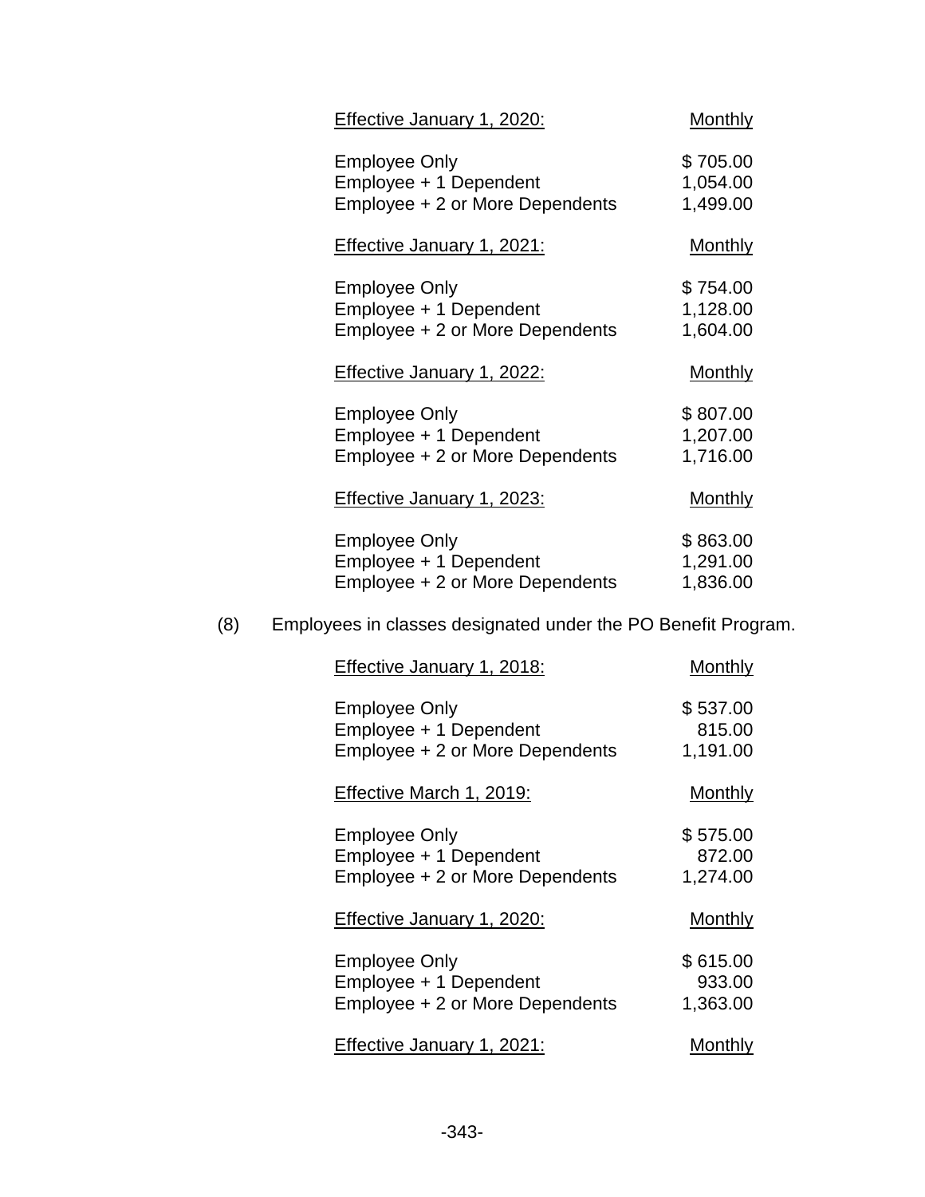| Effective January 1, 2020: | Monthly |
|---|---|
| Employee Only | $ 705.00 |
| Employee + 1 Dependent | 1,054.00 |
| Employee + 2 or More Dependents | 1,499.00 |

| Effective January 1, 2021: | Monthly |
|---|---|
| Employee Only | $ 754.00 |
| Employee + 1 Dependent | 1,128.00 |
| Employee + 2 or More Dependents | 1,604.00 |

| Effective January 1, 2022: | Monthly |
|---|---|
| Employee Only | $ 807.00 |
| Employee + 1 Dependent | 1,207.00 |
| Employee + 2 or More Dependents | 1,716.00 |

| Effective January 1, 2023: | Monthly |
|---|---|
| Employee Only | $ 863.00 |
| Employee + 1 Dependent | 1,291.00 |
| Employee + 2 or More Dependents | 1,836.00 |

(8) Employees in classes designated under the PO Benefit Program.

| Effective January 1, 2018: | Monthly |
|---|---|
| Employee Only | $ 537.00 |
| Employee + 1 Dependent | 815.00 |
| Employee + 2 or More Dependents | 1,191.00 |

| Effective March 1, 2019: | Monthly |
|---|---|
| Employee Only | $ 575.00 |
| Employee + 1 Dependent | 872.00 |
| Employee + 2 or More Dependents | 1,274.00 |

| Effective January 1, 2020: | Monthly |
|---|---|
| Employee Only | $ 615.00 |
| Employee + 1 Dependent | 933.00 |
| Employee + 2 or More Dependents | 1,363.00 |

| Effective January 1, 2021: | Monthly |
|---|---|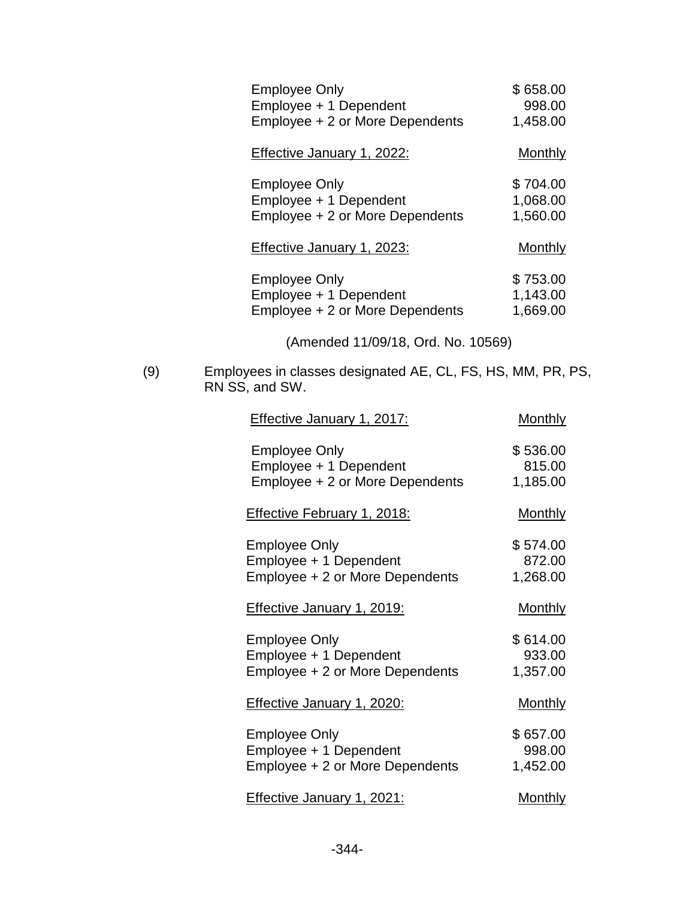| | |
|---|---|
| Employee Only | $ 658.00 |
| Employee + 1 Dependent | 998.00 |
| Employee + 2 or More Dependents | 1,458.00 |

| Effective January 1, 2022: | Monthly |
|---|---|
| Employee Only | $ 704.00 |
| Employee + 1 Dependent | 1,068.00 |
| Employee + 2 or More Dependents | 1,560.00 |

| Effective January 1, 2023: | Monthly |
|---|---|
| Employee Only | $ 753.00 |
| Employee + 1 Dependent | 1,143.00 |
| Employee + 2 or More Dependents | 1,669.00 |

(Amended 11/09/18, Ord. No. 10569)

(9) Employees in classes designated AE, CL, FS, HS, MM, PR, PS, RN SS, and SW.

| Effective January 1, 2017: | Monthly |
|---|---|
| Employee Only | $ 536.00 |
| Employee + 1 Dependent | 815.00 |
| Employee + 2 or More Dependents | 1,185.00 |

| Effective February 1, 2018: | Monthly |
|---|---|
| Employee Only | $ 574.00 |
| Employee + 1 Dependent | 872.00 |
| Employee + 2 or More Dependents | 1,268.00 |

| Effective January 1, 2019: | Monthly |
|---|---|
| Employee Only | $ 614.00 |
| Employee + 1 Dependent | 933.00 |
| Employee + 2 or More Dependents | 1,357.00 |

| Effective January 1, 2020: | Monthly |
|---|---|
| Employee Only | $ 657.00 |
| Employee + 1 Dependent | 998.00 |
| Employee + 2 or More Dependents | 1,452.00 |

| Effective January 1, 2021: | Monthly |
|---|---|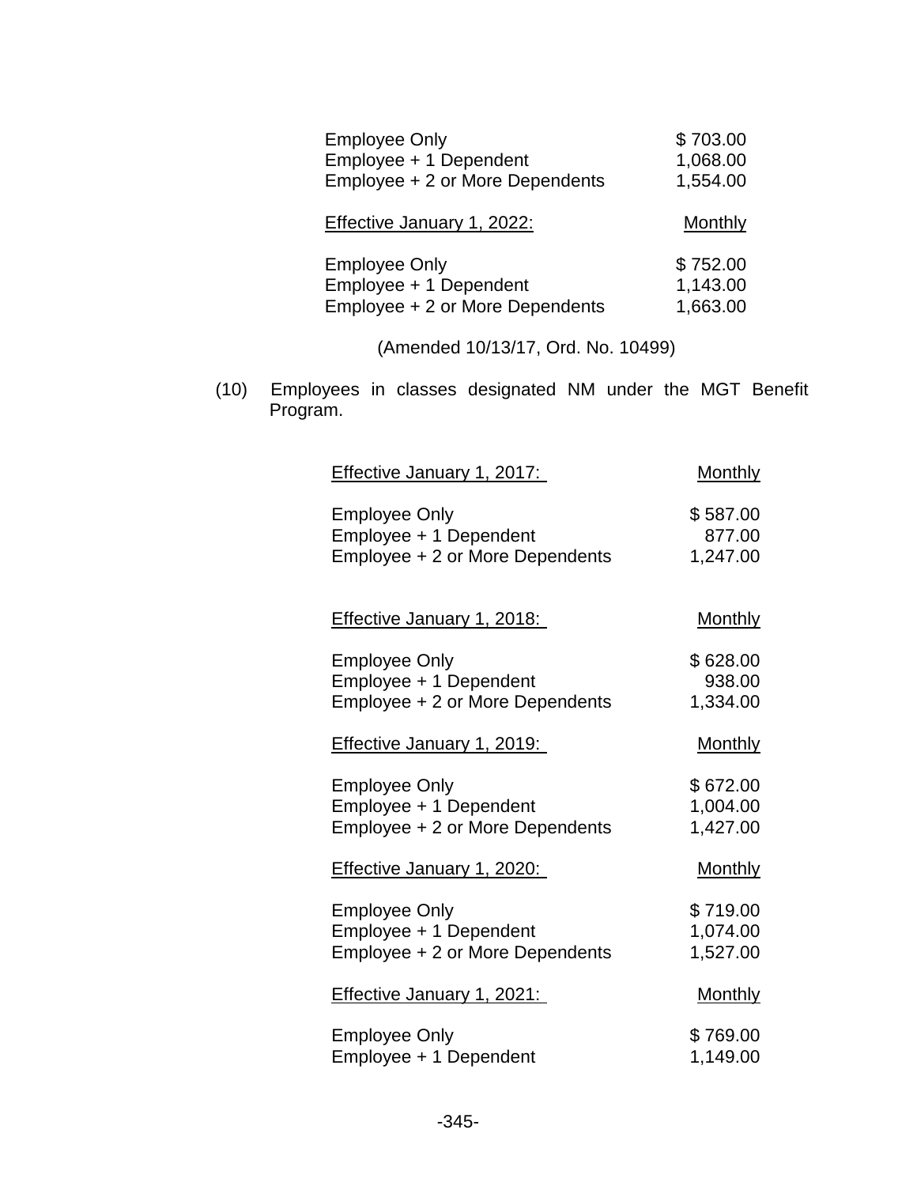| | |
|---|---|
| Employee Only | $ 703.00 |
| Employee + 1 Dependent | 1,068.00 |
| Employee + 2 or More Dependents | 1,554.00 |

| Effective January 1, 2022: | Monthly |
|---|---|
| Employee Only | $ 752.00 |
| Employee + 1 Dependent | 1,143.00 |
| Employee + 2 or More Dependents | 1,663.00 |

(Amended 10/13/17, Ord. No. 10499)

(10) Employees in classes designated NM under the MGT Benefit Program.

| Effective January 1, 2017: | Monthly |
|---|---|
| Employee Only | $ 587.00 |
| Employee + 1 Dependent | 877.00 |
| Employee + 2 or More Dependents | 1,247.00 |

| Effective January 1, 2018: | Monthly |
|---|---|
| Employee Only | $ 628.00 |
| Employee + 1 Dependent | 938.00 |
| Employee + 2 or More Dependents | 1,334.00 |

| Effective January 1, 2019: | Monthly |
|---|---|
| Employee Only | $ 672.00 |
| Employee + 1 Dependent | 1,004.00 |
| Employee + 2 or More Dependents | 1,427.00 |

| Effective January 1, 2020: | Monthly |
|---|---|
| Employee Only | $ 719.00 |
| Employee + 1 Dependent | 1,074.00 |
| Employee + 2 or More Dependents | 1,527.00 |

| Effective January 1, 2021: | Monthly |
|---|---|
| Employee Only | $ 769.00 |
| Employee + 1 Dependent | 1,149.00 |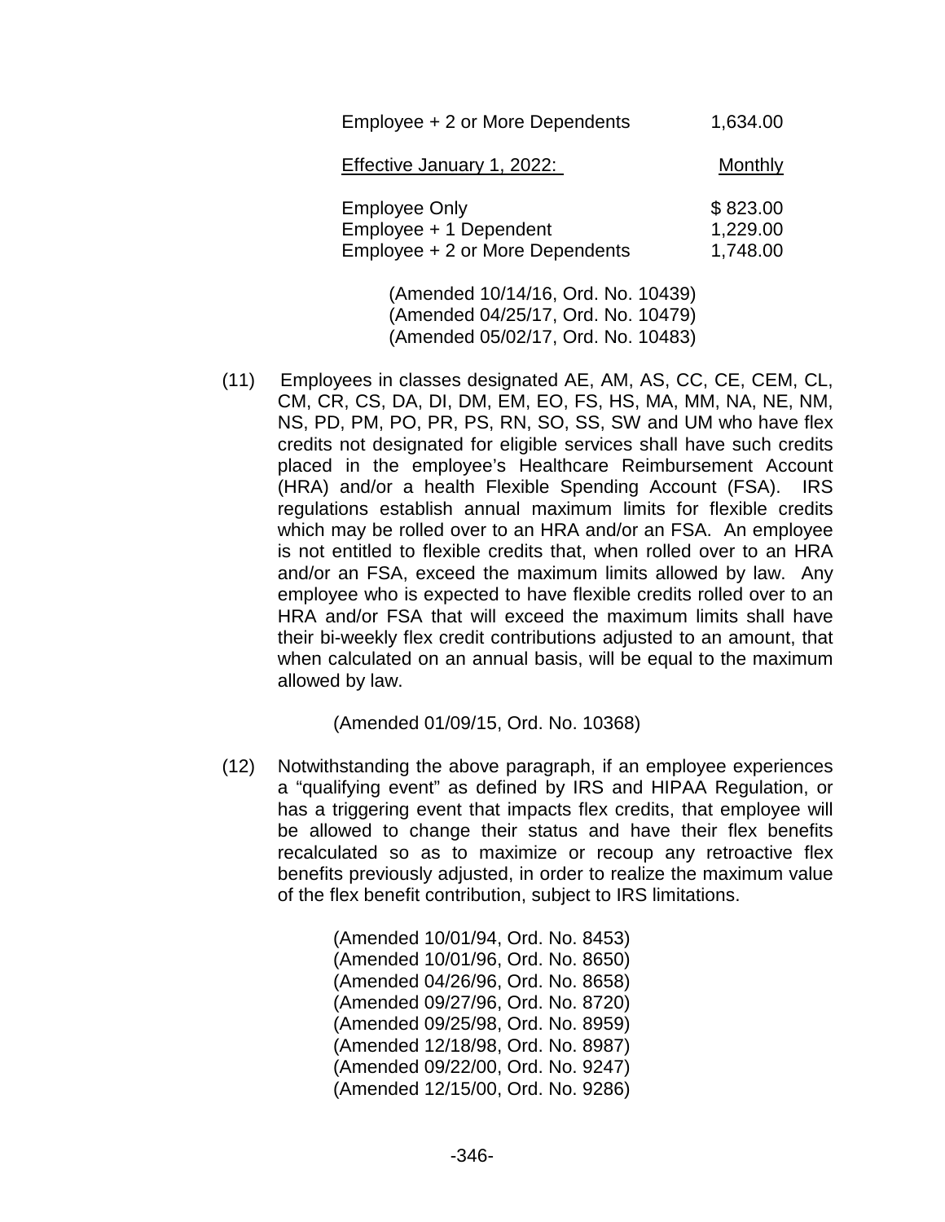| | |
|---|---|
| Employee + 2 or More Dependents | 1,634.00 |

| Effective January 1, 2022: | Monthly |
|---|---|
| Employee Only | $ 823.00 |
| Employee + 1 Dependent | 1,229.00 |
| Employee + 2 or More Dependents | 1,748.00 |

(Amended 10/14/16, Ord. No. 10439)
(Amended 04/25/17, Ord. No. 10479)
(Amended 05/02/17, Ord. No. 10483)

(11) Employees in classes designated AE, AM, AS, CC, CE, CEM, CL, CM, CR, CS, DA, DI, DM, EM, EO, FS, HS, MA, MM, NA, NE, NM, NS, PD, PM, PO, PR, PS, RN, SO, SS, SW and UM who have flex credits not designated for eligible services shall have such credits placed in the employee's Healthcare Reimbursement Account (HRA) and/or a health Flexible Spending Account (FSA). IRS regulations establish annual maximum limits for flexible credits which may be rolled over to an HRA and/or an FSA. An employee is not entitled to flexible credits that, when rolled over to an HRA and/or an FSA, exceed the maximum limits allowed by law. Any employee who is expected to have flexible credits rolled over to an HRA and/or FSA that will exceed the maximum limits shall have their bi-weekly flex credit contributions adjusted to an amount, that when calculated on an annual basis, will be equal to the maximum allowed by law.

(Amended 01/09/15, Ord. No. 10368)

(12) Notwithstanding the above paragraph, if an employee experiences a "qualifying event" as defined by IRS and HIPAA Regulation, or has a triggering event that impacts flex credits, that employee will be allowed to change their status and have their flex benefits recalculated so as to maximize or recoup any retroactive flex benefits previously adjusted, in order to realize the maximum value of the flex benefit contribution, subject to IRS limitations.

(Amended 10/01/94, Ord. No. 8453)
(Amended 10/01/96, Ord. No. 8650)
(Amended 04/26/96, Ord. No. 8658)
(Amended 09/27/96, Ord. No. 8720)
(Amended 09/25/98, Ord. No. 8959)
(Amended 12/18/98, Ord. No. 8987)
(Amended 09/22/00, Ord. No. 9247)
(Amended 12/15/00, Ord. No. 9286)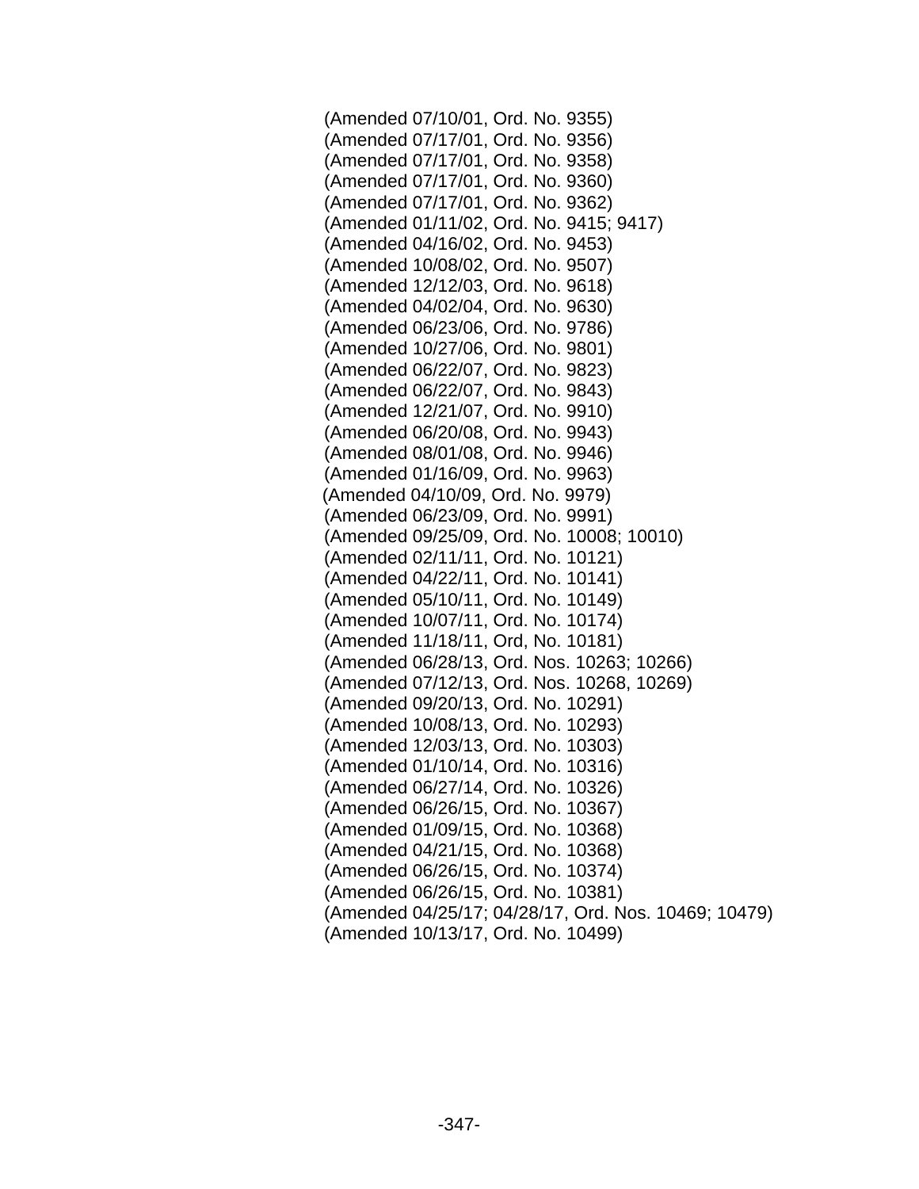(Amended 07/10/01, Ord. No. 9355)
(Amended 07/17/01, Ord. No. 9356)
(Amended 07/17/01, Ord. No. 9358)
(Amended 07/17/01, Ord. No. 9360)
(Amended 07/17/01, Ord. No. 9362)
(Amended 01/11/02, Ord. No. 9415; 9417)
(Amended 04/16/02, Ord. No. 9453)
(Amended 10/08/02, Ord. No. 9507)
(Amended 12/12/03, Ord. No. 9618)
(Amended 04/02/04, Ord. No. 9630)
(Amended 06/23/06, Ord. No. 9786)
(Amended 10/27/06, Ord. No. 9801)
(Amended 06/22/07, Ord. No. 9823)
(Amended 06/22/07, Ord. No. 9843)
(Amended 12/21/07, Ord. No. 9910)
(Amended 06/20/08, Ord. No. 9943)
(Amended 08/01/08, Ord. No. 9946)
(Amended 01/16/09, Ord. No. 9963)
(Amended 04/10/09, Ord. No. 9979)
(Amended 06/23/09, Ord. No. 9991)
(Amended 09/25/09, Ord. No. 10008; 10010)
(Amended 02/11/11, Ord. No. 10121)
(Amended 04/22/11, Ord. No. 10141)
(Amended 05/10/11, Ord. No. 10149)
(Amended 10/07/11, Ord. No. 10174)
(Amended 11/18/11, Ord, No. 10181)
(Amended 06/28/13, Ord. Nos. 10263; 10266)
(Amended 07/12/13, Ord. Nos. 10268, 10269)
(Amended 09/20/13, Ord. No. 10291)
(Amended 10/08/13, Ord. No. 10293)
(Amended 12/03/13, Ord. No. 10303)
(Amended 01/10/14, Ord. No. 10316)
(Amended 06/27/14, Ord. No. 10326)
(Amended 06/26/15, Ord. No. 10367)
(Amended 01/09/15, Ord. No. 10368)
(Amended 04/21/15, Ord. No. 10368)
(Amended 06/26/15, Ord. No. 10374)
(Amended 06/26/15, Ord. No. 10381)
(Amended 04/25/17; 04/28/17, Ord. Nos. 10469; 10479)
(Amended 10/13/17, Ord. No. 10499)